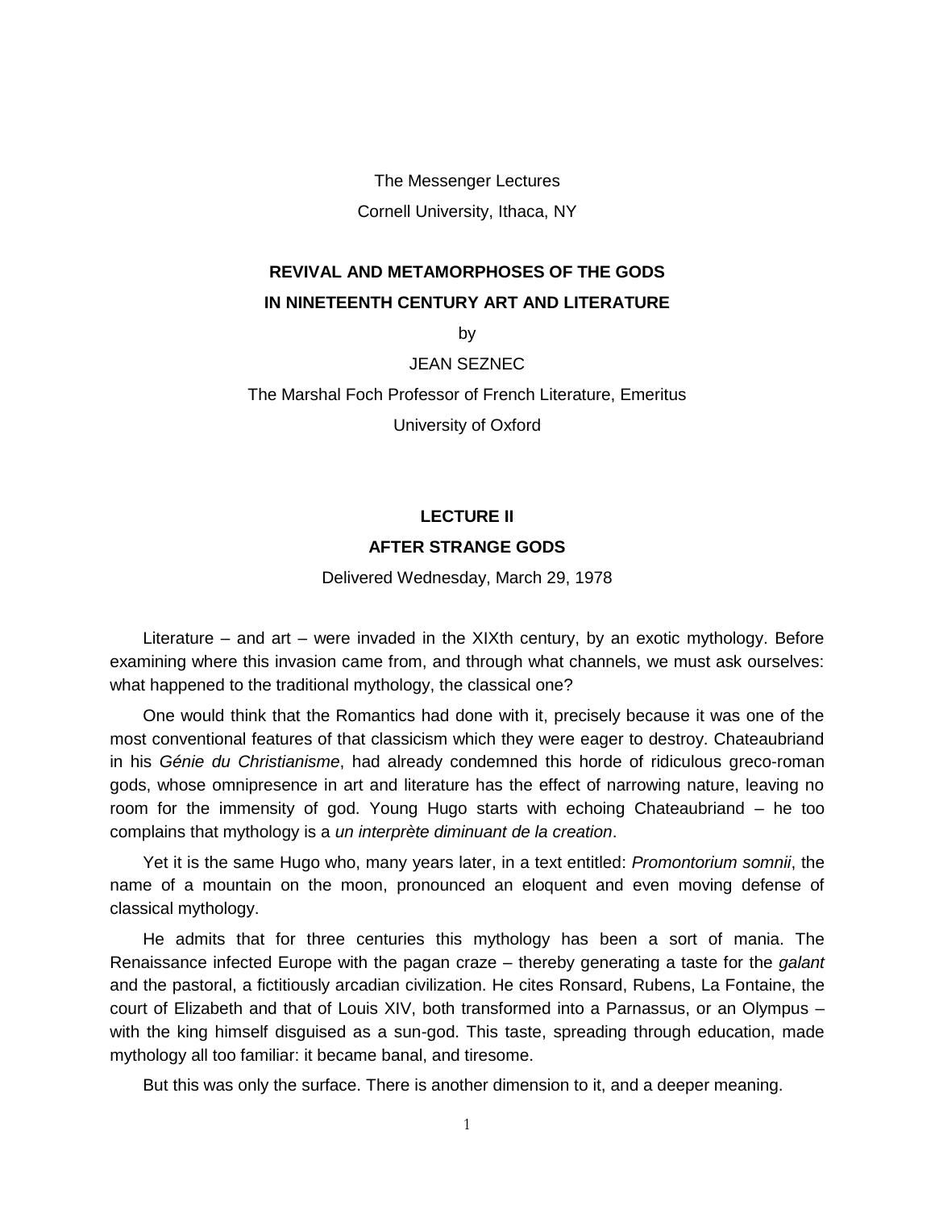The Messenger Lectures

Cornell University, Ithaca, NY

# REVIVAL AND METAMORPHOSES OF THE GODS IN NINETEENTH CENTURY ART AND LITERATURE

by

JEAN SEZNEC

The Marshal Foch Professor of French Literature, Emeritus

University of Oxford

## LECTURE II

## AFTER STRANGE GODS

Delivered Wednesday, March 29, 1978

Literature – and art – were invaded in the XIXth century, by an exotic mythology. Before examining where this invasion came from, and through what channels, we must ask ourselves: what happened to the traditional mythology, the classical one?

One would think that the Romantics had done with it, precisely because it was one of the most conventional features of that classicism which they were eager to destroy. Chateaubriand in his *Génie du Christianisme*, had already condemned this horde of ridiculous greco-roman gods, whose omnipresence in art and literature has the effect of narrowing nature, leaving no room for the immensity of god. Young Hugo starts with echoing Chateaubriand – he too complains that mythology is a *un interprète diminuant de la creation*.

Yet it is the same Hugo who, many years later, in a text entitled: *Promontorium somnii*, the name of a mountain on the moon, pronounced an eloquent and even moving defense of classical mythology.

He admits that for three centuries this mythology has been a sort of mania. The Renaissance infected Europe with the pagan craze – thereby generating a taste for the *galant* and the pastoral, a fictitiously arcadian civilization. He cites Ronsard, Rubens, La Fontaine, the court of Elizabeth and that of Louis XIV, both transformed into a Parnassus, or an Olympus – with the king himself disguised as a sun-god. This taste, spreading through education, made mythology all too familiar: it became banal, and tiresome.

But this was only the surface. There is another dimension to it, and a deeper meaning.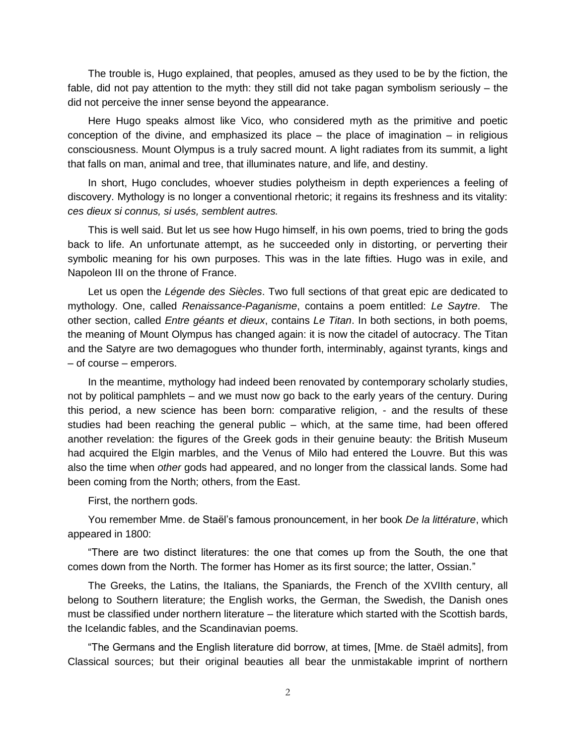The trouble is, Hugo explained, that peoples, amused as they used to be by the fiction, the fable, did not pay attention to the myth: they still did not take pagan symbolism seriously – the did not perceive the inner sense beyond the appearance.

Here Hugo speaks almost like Vico, who considered myth as the primitive and poetic conception of the divine, and emphasized its place – the place of imagination – in religious consciousness. Mount Olympus is a truly sacred mount. A light radiates from its summit, a light that falls on man, animal and tree, that illuminates nature, and life, and destiny.

In short, Hugo concludes, whoever studies polytheism in depth experiences a feeling of discovery. Mythology is no longer a conventional rhetoric; it regains its freshness and its vitality: *ces dieux si connus, si usés, semblent autres.*

This is well said. But let us see how Hugo himself, in his own poems, tried to bring the gods back to life. An unfortunate attempt, as he succeeded only in distorting, or perverting their symbolic meaning for his own purposes. This was in the late fifties. Hugo was in exile, and Napoleon III on the throne of France.

Let us open the *Légende des Siècles*. Two full sections of that great epic are dedicated to mythology. One, called *Renaissance-Paganisme*, contains a poem entitled: *Le Saytre*. The other section, called *Entre géants et dieux*, contains *Le Titan*. In both sections, in both poems, the meaning of Mount Olympus has changed again: it is now the citadel of autocracy. The Titan and the Satyre are two demagogues who thunder forth, interminably, against tyrants, kings and – of course – emperors.

In the meantime, mythology had indeed been renovated by contemporary scholarly studies, not by political pamphlets – and we must now go back to the early years of the century. During this period, a new science has been born: comparative religion, - and the results of these studies had been reaching the general public – which, at the same time, had been offered another revelation: the figures of the Greek gods in their genuine beauty: the British Museum had acquired the Elgin marbles, and the Venus of Milo had entered the Louvre. But this was also the time when *other* gods had appeared, and no longer from the classical lands. Some had been coming from the North; others, from the East.

First, the northern gods.

You remember Mme. de Staël's famous pronouncement, in her book *De la littérature*, which appeared in 1800:

"There are two distinct literatures: the one that comes up from the South, the one that comes down from the North. The former has Homer as its first source; the latter, Ossian."

The Greeks, the Latins, the Italians, the Spaniards, the French of the XVIIth century, all belong to Southern literature; the English works, the German, the Swedish, the Danish ones must be classified under northern literature – the literature which started with the Scottish bards, the Icelandic fables, and the Scandinavian poems.

"The Germans and the English literature did borrow, at times, [Mme. de Staël admits], from Classical sources; but their original beauties all bear the unmistakable imprint of northern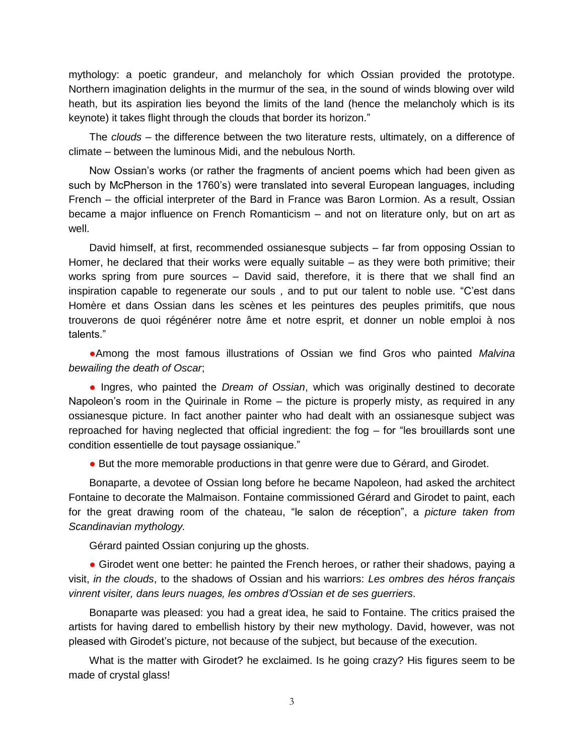mythology: a poetic grandeur, and melancholy for which Ossian provided the prototype. Northern imagination delights in the murmur of the sea, in the sound of winds blowing over wild heath, but its aspiration lies beyond the limits of the land (hence the melancholy which is its keynote) it takes flight through the clouds that border its horizon."

The *clouds* – the difference between the two literature rests, ultimately, on a difference of climate – between the luminous Midi, and the nebulous North.

Now Ossian's works (or rather the fragments of ancient poems which had been given as such by McPherson in the 1760's) were translated into several European languages, including French – the official interpreter of the Bard in France was Baron Lormion. As a result, Ossian became a major influence on French Romanticism – and not on literature only, but on art as well.

David himself, at first, recommended ossianesque subjects – far from opposing Ossian to Homer, he declared that their works were equally suitable – as they were both primitive; their works spring from pure sources – David said, therefore, it is there that we shall find an inspiration capable to regenerate our souls , and to put our talent to noble use. "C'est dans Homère et dans Ossian dans les scènes et les peintures des peuples primitifs, que nous trouverons de quoi régénérer notre âme et notre esprit, et donner un noble emploi à nos talents."

●Among the most famous illustrations of Ossian we find Gros who painted *Malvina bewailing the death of Oscar*;

● Ingres, who painted the *Dream of Ossian*, which was originally destined to decorate Napoleon's room in the Quirinale in Rome – the picture is properly misty, as required in any ossianesque picture. In fact another painter who had dealt with an ossianesque subject was reproached for having neglected that official ingredient: the fog – for "les brouillards sont une condition essentielle de tout paysage ossianique."

● But the more memorable productions in that genre were due to Gérard, and Girodet.

Bonaparte, a devotee of Ossian long before he became Napoleon, had asked the architect Fontaine to decorate the Malmaison. Fontaine commissioned Gérard and Girodet to paint, each for the great drawing room of the chateau, "le salon de réception", a *picture taken from Scandinavian mythology.*

Gérard painted Ossian conjuring up the ghosts.

● Girodet went one better: he painted the French heroes, or rather their shadows, paying a visit, *in the clouds*, to the shadows of Ossian and his warriors: *Les ombres des héros français vinrent visiter, dans leurs nuages, les ombres d'Ossian et de ses guerriers*.

Bonaparte was pleased: you had a great idea, he said to Fontaine. The critics praised the artists for having dared to embellish history by their new mythology. David, however, was not pleased with Girodet's picture, not because of the subject, but because of the execution.

What is the matter with Girodet? he exclaimed. Is he going crazy? His figures seem to be made of crystal glass!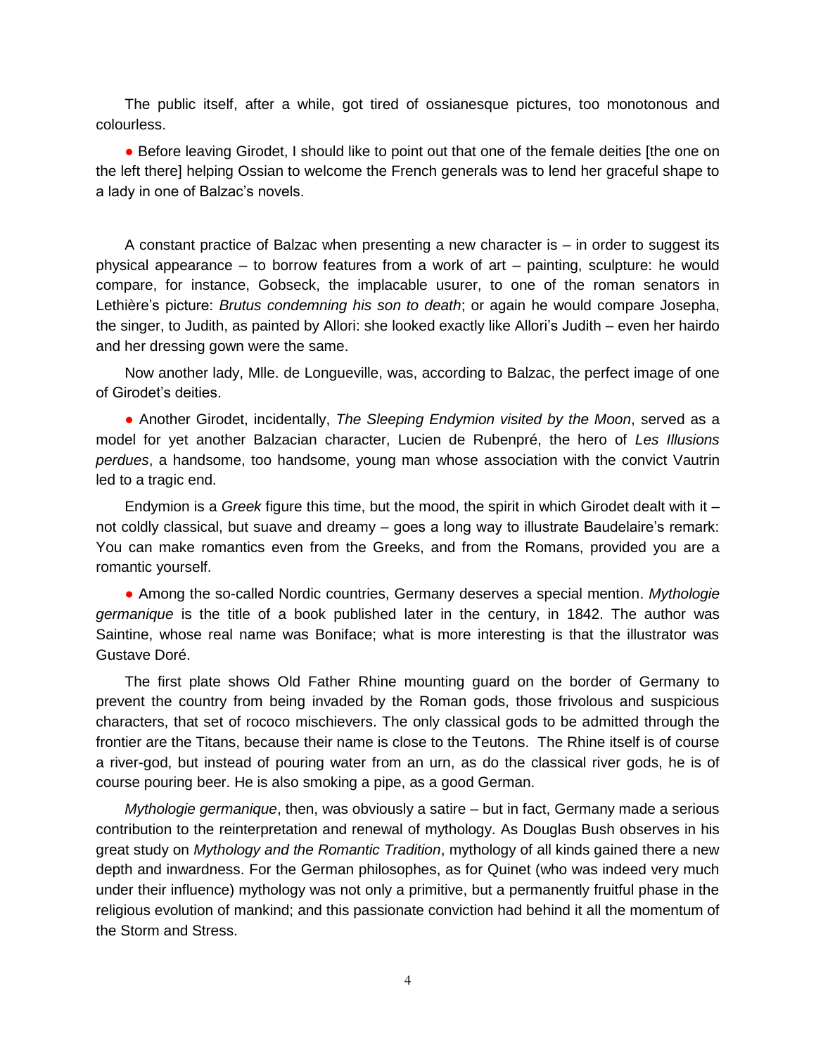The public itself, after a while, got tired of ossianesque pictures, too monotonous and colourless.

● Before leaving Girodet, I should like to point out that one of the female deities [the one on the left there] helping Ossian to welcome the French generals was to lend her graceful shape to a lady in one of Balzac's novels.

A constant practice of Balzac when presenting a new character is – in order to suggest its physical appearance – to borrow features from a work of art – painting, sculpture: he would compare, for instance, Gobseck, the implacable usurer, to one of the roman senators in Lethière's picture: *Brutus condemning his son to death*; or again he would compare Josepha, the singer, to Judith, as painted by Allori: she looked exactly like Allori's Judith – even her hairdo and her dressing gown were the same.

Now another lady, Mlle. de Longueville, was, according to Balzac, the perfect image of one of Girodet's deities.

● Another Girodet, incidentally, *The Sleeping Endymion visited by the Moon*, served as a model for yet another Balzacian character, Lucien de Rubenpré, the hero of *Les Illusions perdues*, a handsome, too handsome, young man whose association with the convict Vautrin led to a tragic end.

Endymion is a *Greek* figure this time, but the mood, the spirit in which Girodet dealt with it – not coldly classical, but suave and dreamy – goes a long way to illustrate Baudelaire's remark: You can make romantics even from the Greeks, and from the Romans, provided you are a romantic yourself.

● Among the so-called Nordic countries, Germany deserves a special mention. *Mythologie germanique* is the title of a book published later in the century, in 1842. The author was Saintine, whose real name was Boniface; what is more interesting is that the illustrator was Gustave Doré.

The first plate shows Old Father Rhine mounting guard on the border of Germany to prevent the country from being invaded by the Roman gods, those frivolous and suspicious characters, that set of rococo mischievers. The only classical gods to be admitted through the frontier are the Titans, because their name is close to the Teutons. The Rhine itself is of course a river-god, but instead of pouring water from an urn, as do the classical river gods, he is of course pouring beer. He is also smoking a pipe, as a good German.

*Mythologie germanique*, then, was obviously a satire – but in fact, Germany made a serious contribution to the reinterpretation and renewal of mythology. As Douglas Bush observes in his great study on *Mythology and the Romantic Tradition*, mythology of all kinds gained there a new depth and inwardness. For the German philosophes, as for Quinet (who was indeed very much under their influence) mythology was not only a primitive, but a permanently fruitful phase in the religious evolution of mankind; and this passionate conviction had behind it all the momentum of the Storm and Stress.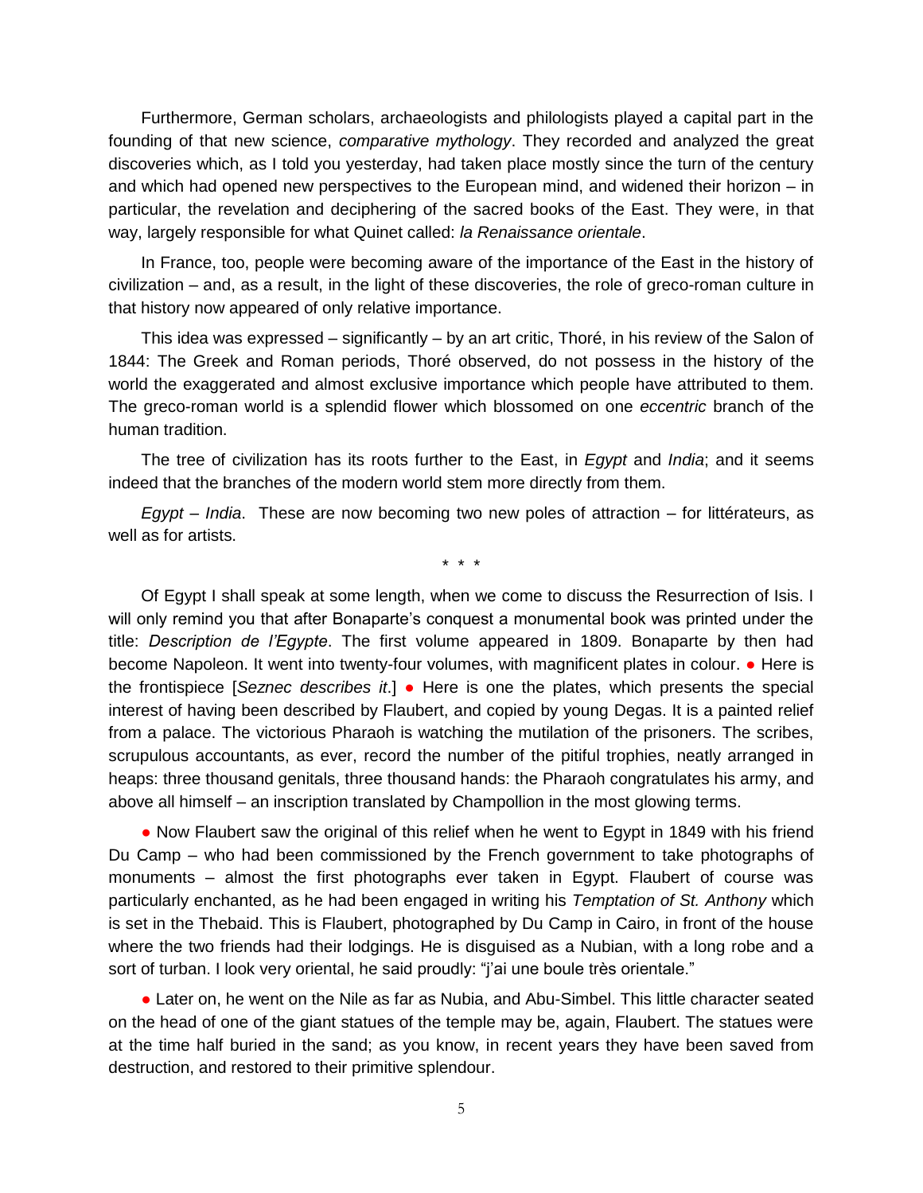Furthermore, German scholars, archaeologists and philologists played a capital part in the founding of that new science, *comparative mythology*. They recorded and analyzed the great discoveries which, as I told you yesterday, had taken place mostly since the turn of the century and which had opened new perspectives to the European mind, and widened their horizon – in particular, the revelation and deciphering of the sacred books of the East. They were, in that way, largely responsible for what Quinet called: *la Renaissance orientale*.

In France, too, people were becoming aware of the importance of the East in the history of civilization – and, as a result, in the light of these discoveries, the role of greco-roman culture in that history now appeared of only relative importance.

This idea was expressed – significantly – by an art critic, Thoré, in his review of the Salon of 1844: The Greek and Roman periods, Thoré observed, do not possess in the history of the world the exaggerated and almost exclusive importance which people have attributed to them. The greco-roman world is a splendid flower which blossomed on one *eccentric* branch of the human tradition.

The tree of civilization has its roots further to the East, in *Egypt* and *India*; and it seems indeed that the branches of the modern world stem more directly from them.

*Egypt* – *India*. These are now becoming two new poles of attraction – for littérateurs, as well as for artists.

\* \* \*

Of Egypt I shall speak at some length, when we come to discuss the Resurrection of Isis. I will only remind you that after Bonaparte's conquest a monumental book was printed under the title: *Description de l'Egypte*. The first volume appeared in 1809. Bonaparte by then had become Napoleon. It went into twenty-four volumes, with magnificent plates in colour. ● Here is the frontispiece [*Seznec describes it*.] ● Here is one the plates, which presents the special interest of having been described by Flaubert, and copied by young Degas. It is a painted relief from a palace. The victorious Pharaoh is watching the mutilation of the prisoners. The scribes, scrupulous accountants, as ever, record the number of the pitiful trophies, neatly arranged in heaps: three thousand genitals, three thousand hands: the Pharaoh congratulates his army, and above all himself – an inscription translated by Champollion in the most glowing terms.

● Now Flaubert saw the original of this relief when he went to Egypt in 1849 with his friend Du Camp – who had been commissioned by the French government to take photographs of monuments – almost the first photographs ever taken in Egypt. Flaubert of course was particularly enchanted, as he had been engaged in writing his *Temptation of St. Anthony* which is set in the Thebaid. This is Flaubert, photographed by Du Camp in Cairo, in front of the house where the two friends had their lodgings. He is disguised as a Nubian, with a long robe and a sort of turban. I look very oriental, he said proudly: "j'ai une boule très orientale."

● Later on, he went on the Nile as far as Nubia, and Abu-Simbel. This little character seated on the head of one of the giant statues of the temple may be, again, Flaubert. The statues were at the time half buried in the sand; as you know, in recent years they have been saved from destruction, and restored to their primitive splendour.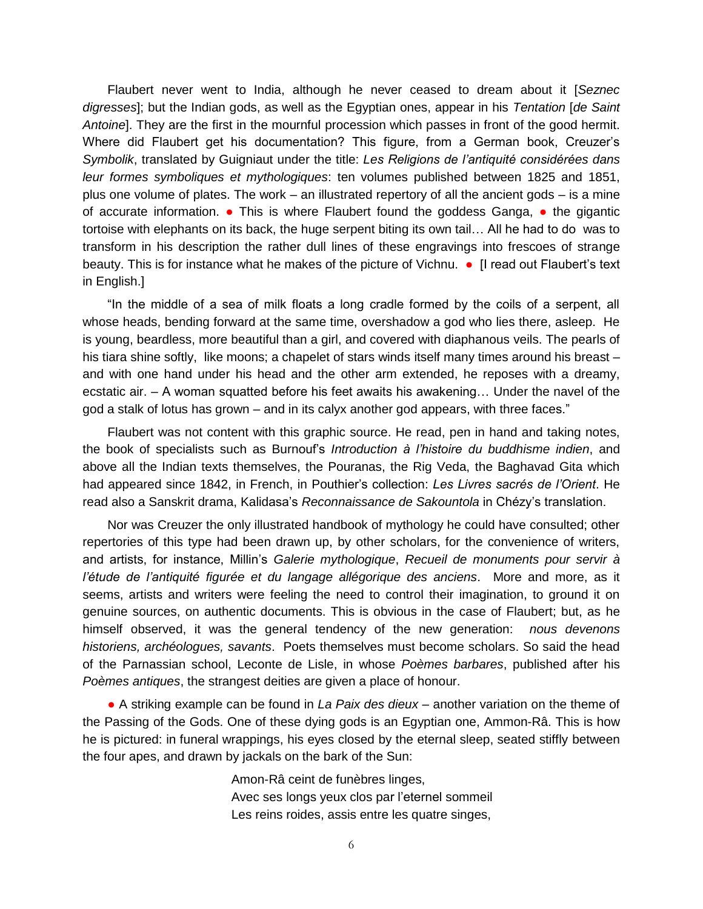Flaubert never went to India, although he never ceased to dream about it [*Seznec digresses*]; but the Indian gods, as well as the Egyptian ones, appear in his *Tentation* [*de Saint Antoine*]. They are the first in the mournful procession which passes in front of the good hermit. Where did Flaubert get his documentation? This figure, from a German book, Creuzer's *Symbolik*, translated by Guigniaut under the title: *Les Religions de l'antiquité considérées dans leur formes symboliques et mythologiques*: ten volumes published between 1825 and 1851, plus one volume of plates. The work – an illustrated repertory of all the ancient gods – is a mine of accurate information. ● This is where Flaubert found the goddess Ganga, ● the gigantic tortoise with elephants on its back, the huge serpent biting its own tail… All he had to do was to transform in his description the rather dull lines of these engravings into frescoes of strange beauty. This is for instance what he makes of the picture of Vichnu. ● [I read out Flaubert's text in English.]

"In the middle of a sea of milk floats a long cradle formed by the coils of a serpent, all whose heads, bending forward at the same time, overshadow a god who lies there, asleep. He is young, beardless, more beautiful than a girl, and covered with diaphanous veils. The pearls of his tiara shine softly, like moons; a chapelet of stars winds itself many times around his breast – and with one hand under his head and the other arm extended, he reposes with a dreamy, ecstatic air. – A woman squatted before his feet awaits his awakening… Under the navel of the god a stalk of lotus has grown – and in its calyx another god appears, with three faces."

Flaubert was not content with this graphic source. He read, pen in hand and taking notes, the book of specialists such as Burnouf's *Introduction à l'histoire du buddhisme indien*, and above all the Indian texts themselves, the Pouranas, the Rig Veda, the Baghavad Gita which had appeared since 1842, in French, in Pouthier's collection: *Les Livres sacrés de l'Orient*. He read also a Sanskrit drama, Kalidasa's *Reconnaissance de Sakountola* in Chézy's translation.

Nor was Creuzer the only illustrated handbook of mythology he could have consulted; other repertories of this type had been drawn up, by other scholars, for the convenience of writers, and artists, for instance, Millin's *Galerie mythologique*, *Recueil de monuments pour servir à l'étude de l'antiquité figurée et du langage allégorique des anciens*. More and more, as it seems, artists and writers were feeling the need to control their imagination, to ground it on genuine sources, on authentic documents. This is obvious in the case of Flaubert; but, as he himself observed, it was the general tendency of the new generation: *nous devenons historiens, archéologues, savants*. Poets themselves must become scholars. So said the head of the Parnassian school, Leconte de Lisle, in whose *Poèmes barbares*, published after his *Poèmes antiques*, the strangest deities are given a place of honour.

● A striking example can be found in *La Paix des dieux* – another variation on the theme of the Passing of the Gods. One of these dying gods is an Egyptian one, Ammon-Râ. This is how he is pictured: in funeral wrappings, his eyes closed by the eternal sleep, seated stiffly between the four apes, and drawn by jackals on the bark of the Sun:

> Amon-Râ ceint de funèbres linges,
> Avec ses longs yeux clos par l'eternel sommeil
> Les reins roides, assis entre les quatre singes,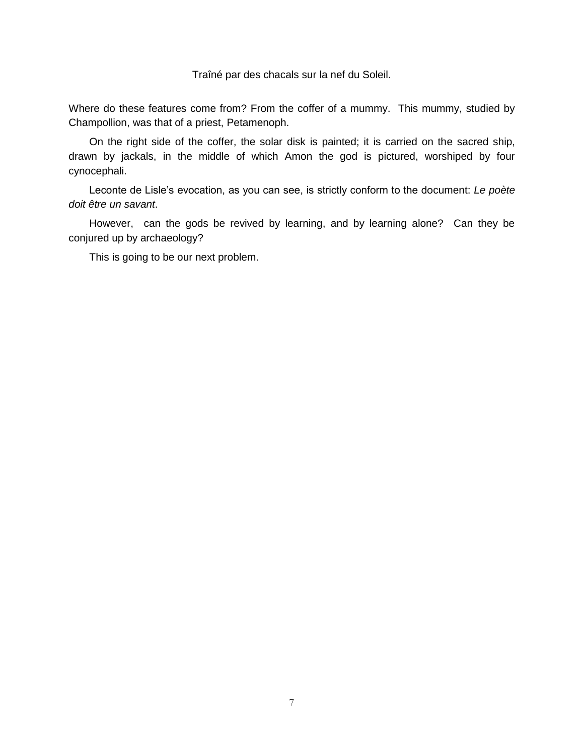Traîné par des chacals sur la nef du Soleil.

Where do these features come from? From the coffer of a mummy. This mummy, studied by Champollion, was that of a priest, Petamenoph.

On the right side of the coffer, the solar disk is painted; it is carried on the sacred ship, drawn by jackals, in the middle of which Amon the god is pictured, worshiped by four cynocephali.

Leconte de Lisle's evocation, as you can see, is strictly conform to the document: *Le poète doit être un savant*.

However, can the gods be revived by learning, and by learning alone? Can they be conjured up by archaeology?

This is going to be our next problem.